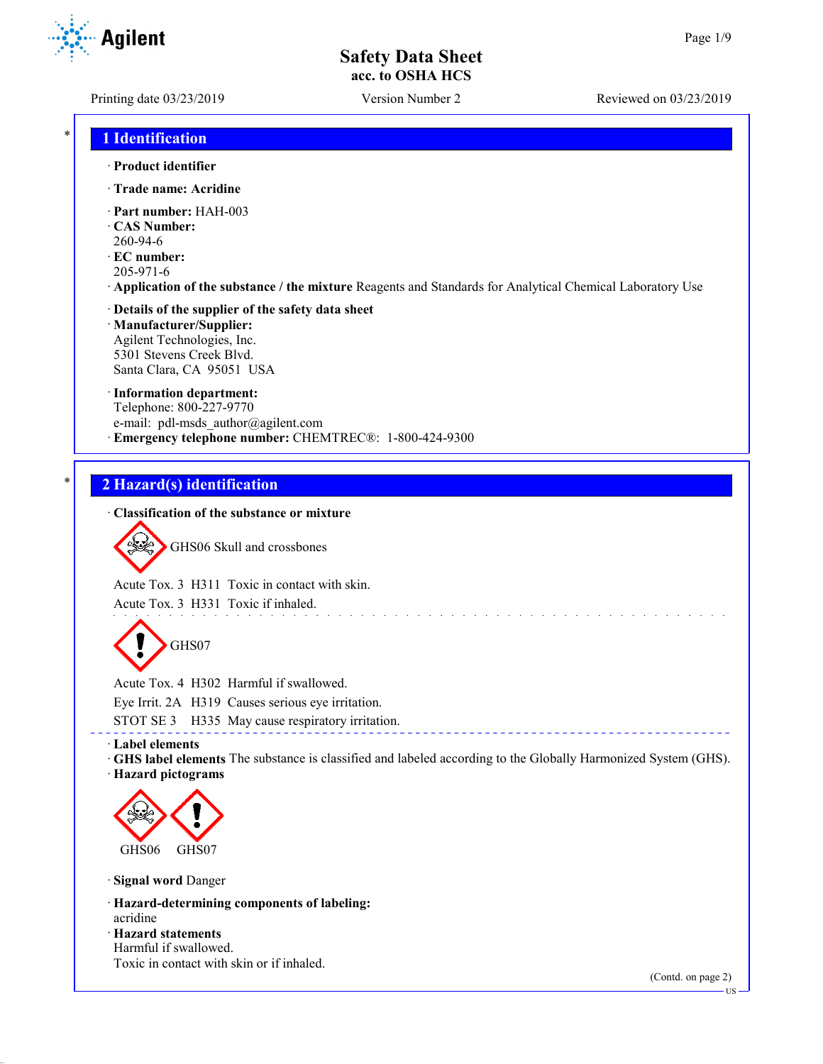# Safety Data Sheet
**acc. to OSHA HCS**

Printing date 03/23/2019 | Version Number 2 | Reviewed on 03/23/2019

## 1 Identification

· **Product identifier**

· **Trade name: Acridine**

· **Part number:** HAH-003
· **CAS Number:**
260-94-6
· **EC number:**
205-971-6
· **Application of the substance / the mixture** Reagents and Standards for Analytical Chemical Laboratory Use

· **Details of the supplier of the safety data sheet**
· **Manufacturer/Supplier:**
Agilent Technologies, Inc.
5301 Stevens Creek Blvd.
Santa Clara, CA 95051 USA

· **Information department:**
Telephone: 800-227-9770
e-mail: pdl-msds_author@agilent.com
· **Emergency telephone number:** CHEMTREC®: 1-800-424-9300

## 2 Hazard(s) identification

· **Classification of the substance or mixture**

GHS06 Skull and crossbones

Acute Tox. 3 H311 Toxic in contact with skin.
Acute Tox. 3 H331 Toxic if inhaled.

GHS07

Acute Tox. 4 H302 Harmful if swallowed.
Eye Irrit. 2A H319 Causes serious eye irritation.
STOT SE 3 H335 May cause respiratory irritation.

· **Label elements**
· **GHS label elements** The substance is classified and labeled according to the Globally Harmonized System (GHS).
· **Hazard pictograms**

GHS06 GHS07

· **Signal word** Danger

· **Hazard-determining components of labeling:**
acridine
· **Hazard statements**
Harmful if swallowed.
Toxic in contact with skin or if inhaled.

(Contd. on page 2)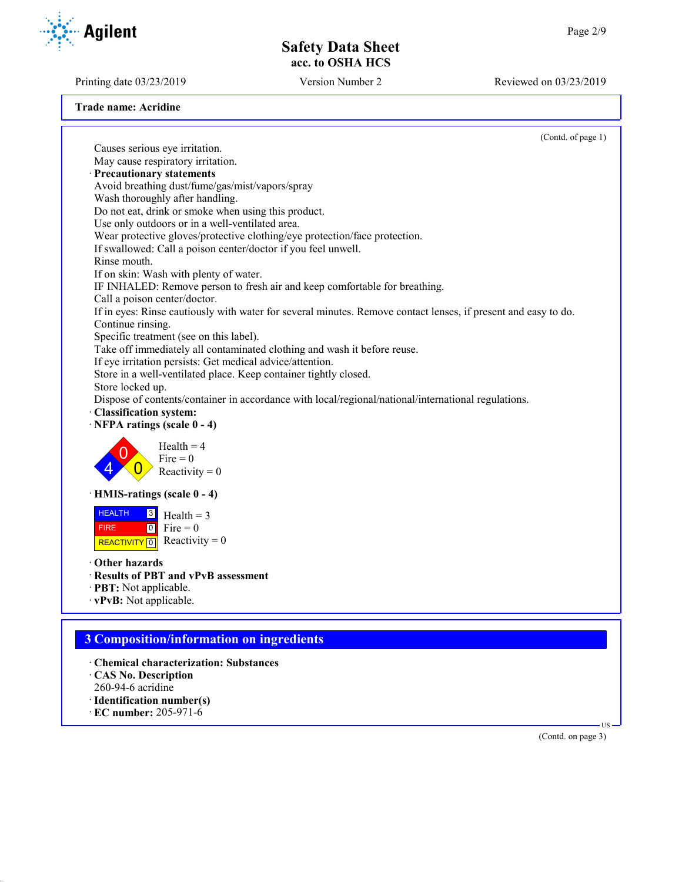**Trade name: Acridine**

(Contd. of page 1)

Causes serious eye irritation.
May cause respiratory irritation.

· **Precautionary statements**

Avoid breathing dust/fume/gas/mist/vapors/spray
Wash thoroughly after handling.
Do not eat, drink or smoke when using this product.
Use only outdoors or in a well-ventilated area.
Wear protective gloves/protective clothing/eye protection/face protection.
If swallowed: Call a poison center/doctor if you feel unwell.
Rinse mouth.
If on skin: Wash with plenty of water.
IF INHALED: Remove person to fresh air and keep comfortable for breathing.
Call a poison center/doctor.
If in eyes: Rinse cautiously with water for several minutes. Remove contact lenses, if present and easy to do. Continue rinsing.
Specific treatment (see on this label).
Take off immediately all contaminated clothing and wash it before reuse.
If eye irritation persists: Get medical advice/attention.
Store in a well-ventilated place. Keep container tightly closed.
Store locked up.
Dispose of contents/container in accordance with local/regional/national/international regulations.

· **Classification system:**

· **NFPA ratings (scale 0 - 4)**

Health = 4
Fire = 0
Reactivity = 0

· **HMIS-ratings (scale 0 - 4)**

| HEALTH | 3 |
|---|---|
| FIRE | 0 |
| REACTIVITY | 0 |

Health = 3
Fire = 0
Reactivity = 0

· **Other hazards**

· **Results of PBT and vPvB assessment**

· **PBT:** Not applicable.

· **vPvB:** Not applicable.

## 3 Composition/information on ingredients

· **Chemical characterization: Substances**

· **CAS No. Description**

260-94-6 acridine

· **Identification number(s)**

· **EC number:** 205-971-6

(Contd. on page 3)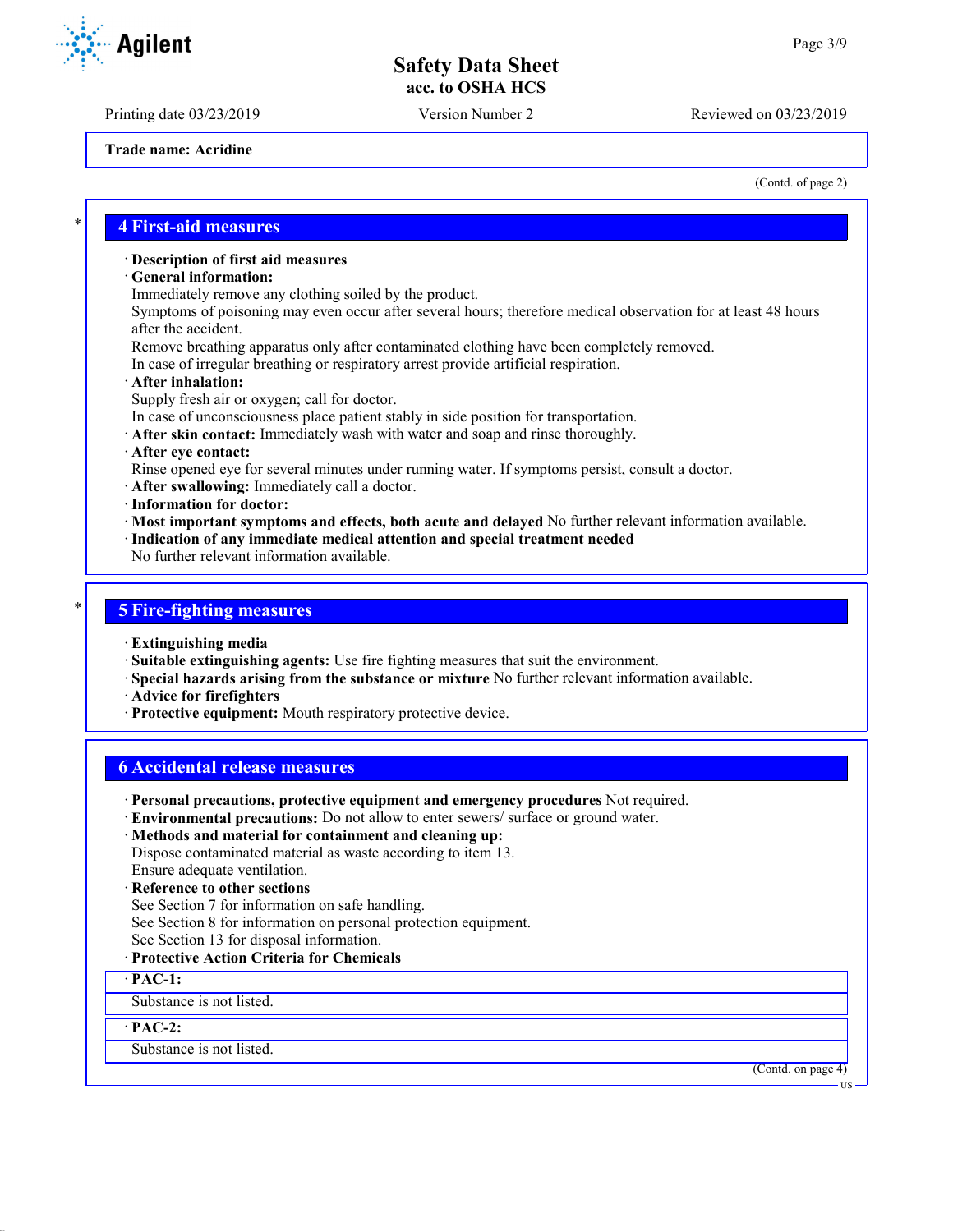Trade name: Acridine

(Contd. of page 2)

## 4 First-aid measures

· **Description of first aid measures**
· **General information:**
Immediately remove any clothing soiled by the product.
Symptoms of poisoning may even occur after several hours; therefore medical observation for at least 48 hours after the accident.
Remove breathing apparatus only after contaminated clothing have been completely removed.
In case of irregular breathing or respiratory arrest provide artificial respiration.
· **After inhalation:**
Supply fresh air or oxygen; call for doctor.
In case of unconsciousness place patient stably in side position for transportation.
· **After skin contact:** Immediately wash with water and soap and rinse thoroughly.
· **After eye contact:**
Rinse opened eye for several minutes under running water. If symptoms persist, consult a doctor.
· **After swallowing:** Immediately call a doctor.
· **Information for doctor:**
· **Most important symptoms and effects, both acute and delayed** No further relevant information available.
· **Indication of any immediate medical attention and special treatment needed**
No further relevant information available.

## 5 Fire-fighting measures

· **Extinguishing media**
· **Suitable extinguishing agents:** Use fire fighting measures that suit the environment.
· **Special hazards arising from the substance or mixture** No further relevant information available.
· **Advice for firefighters**
· **Protective equipment:** Mouth respiratory protective device.

## 6 Accidental release measures

· **Personal precautions, protective equipment and emergency procedures** Not required.
· **Environmental precautions:** Do not allow to enter sewers/ surface or ground water.
· **Methods and material for containment and cleaning up:**
Dispose contaminated material as waste according to item 13.
Ensure adequate ventilation.
· **Reference to other sections**
See Section 7 for information on safe handling.
See Section 8 for information on personal protection equipment.
See Section 13 for disposal information.
· **Protective Action Criteria for Chemicals**

· **PAC-1:**
Substance is not listed.

· **PAC-2:**
Substance is not listed.

(Contd. on page 4)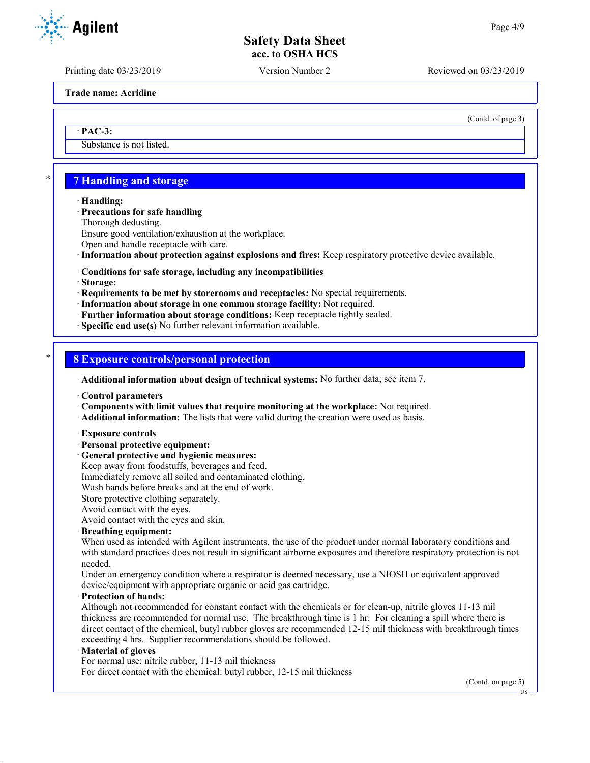**Trade name: Acridine**

(Contd. of page 3)

· **PAC-3:**

Substance is not listed.

## 7 Handling and storage

· **Handling:**
· **Precautions for safe handling**
Thorough dedusting.
Ensure good ventilation/exhaustion at the workplace.
Open and handle receptacle with care.
· **Information about protection against explosions and fires:** Keep respiratory protective device available.

· **Conditions for safe storage, including any incompatibilities**
· **Storage:**
· **Requirements to be met by storerooms and receptacles:** No special requirements.
· **Information about storage in one common storage facility:** Not required.
· **Further information about storage conditions:** Keep receptacle tightly sealed.
· **Specific end use(s)** No further relevant information available.

## 8 Exposure controls/personal protection

· **Additional information about design of technical systems:** No further data; see item 7.

· **Control parameters**
· **Components with limit values that require monitoring at the workplace:** Not required.
· **Additional information:** The lists that were valid during the creation were used as basis.

· **Exposure controls**
· **Personal protective equipment:**
· **General protective and hygienic measures:**
Keep away from foodstuffs, beverages and feed.
Immediately remove all soiled and contaminated clothing.
Wash hands before breaks and at the end of work.
Store protective clothing separately.
Avoid contact with the eyes.
Avoid contact with the eyes and skin.
· **Breathing equipment:**
When used as intended with Agilent instruments, the use of the product under normal laboratory conditions and with standard practices does not result in significant airborne exposures and therefore respiratory protection is not needed.
Under an emergency condition where a respirator is deemed necessary, use a NIOSH or equivalent approved device/equipment with appropriate organic or acid gas cartridge.
· **Protection of hands:**
Although not recommended for constant contact with the chemicals or for clean-up, nitrile gloves 11-13 mil thickness are recommended for normal use. The breakthrough time is 1 hr. For cleaning a spill where there is direct contact of the chemical, butyl rubber gloves are recommended 12-15 mil thickness with breakthrough times exceeding 4 hrs. Supplier recommendations should be followed.
· **Material of gloves**
For normal use: nitrile rubber, 11-13 mil thickness
For direct contact with the chemical: butyl rubber, 12-15 mil thickness

(Contd. on page 5)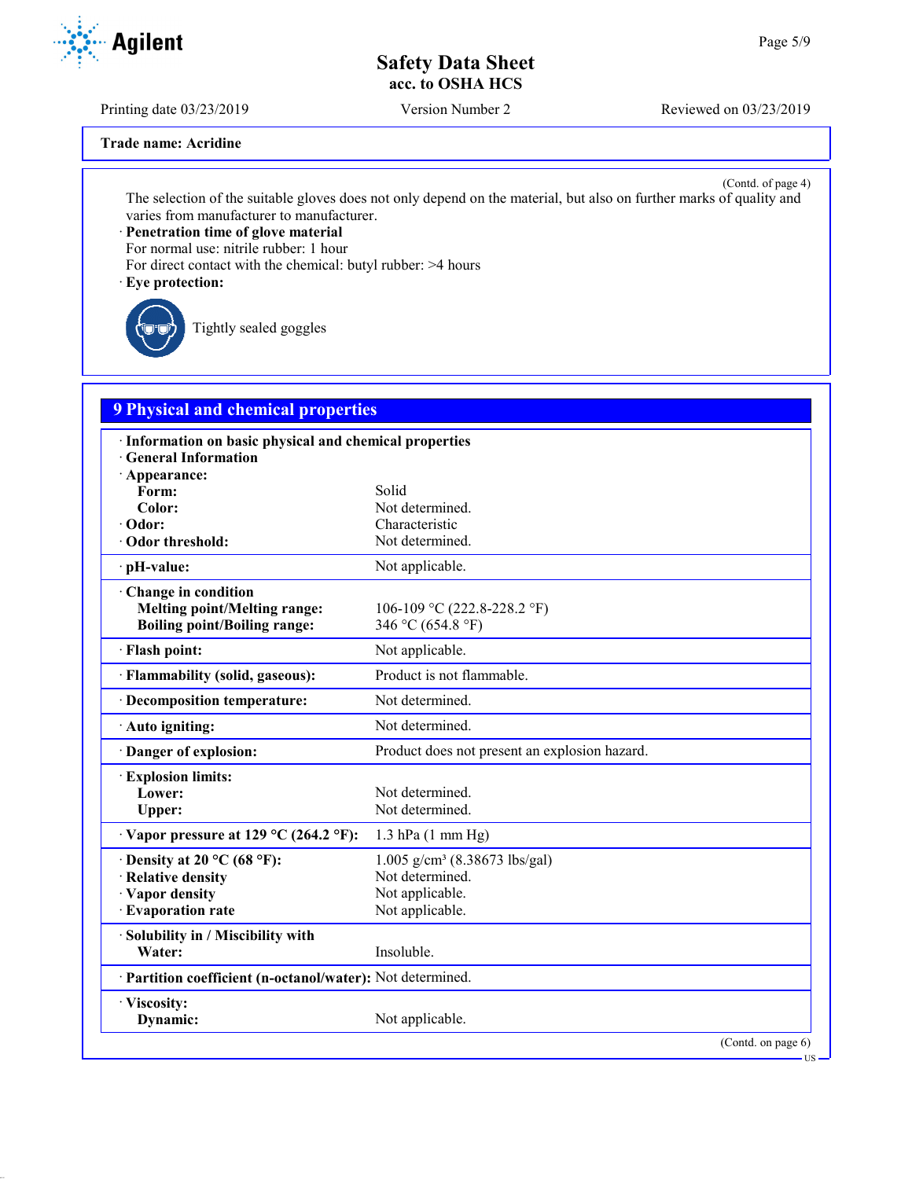Trade name: Acridine

(Contd. of page 4)

The selection of the suitable gloves does not only depend on the material, but also on further marks of quality and varies from manufacturer to manufacturer.

· **Penetration time of glove material**
For normal use: nitrile rubber: 1 hour
For direct contact with the chemical: butyl rubber: >4 hours

· **Eye protection:**

Tightly sealed goggles

## 9 Physical and chemical properties

| · **Information on basic physical and chemical properties** | |
|---|---|
| · **General Information** | |
| · **Appearance:** | |
| **Form:** | Solid |
| **Color:** | Not determined. |
| · **Odor:** | Characteristic |
| · **Odor threshold:** | Not determined. |
| · **pH-value:** | Not applicable. |
| · **Change in condition** | |
| **Melting point/Melting range:** | 106-109 °C (222.8-228.2 °F) |
| **Boiling point/Boiling range:** | 346 °C (654.8 °F) |
| · **Flash point:** | Not applicable. |
| · **Flammability (solid, gaseous):** | Product is not flammable. |
| · **Decomposition temperature:** | Not determined. |
| · **Auto igniting:** | Not determined. |
| · **Danger of explosion:** | Product does not present an explosion hazard. |
| · **Explosion limits:** | |
| **Lower:** | Not determined. |
| **Upper:** | Not determined. |
| · **Vapor pressure at 129 °C (264.2 °F):** | 1.3 hPa (1 mm Hg) |
| · **Density at 20 °C (68 °F):** | 1.005 g/cm³ (8.38673 lbs/gal) |
| · **Relative density** | Not determined. |
| · **Vapor density** | Not applicable. |
| · **Evaporation rate** | Not applicable. |
| · **Solubility in / Miscibility with** | |
| **Water:** | Insoluble. |
| · **Partition coefficient (n-octanol/water):** | Not determined. |
| · **Viscosity:** | |
| **Dynamic:** | Not applicable. |

(Contd. on page 6)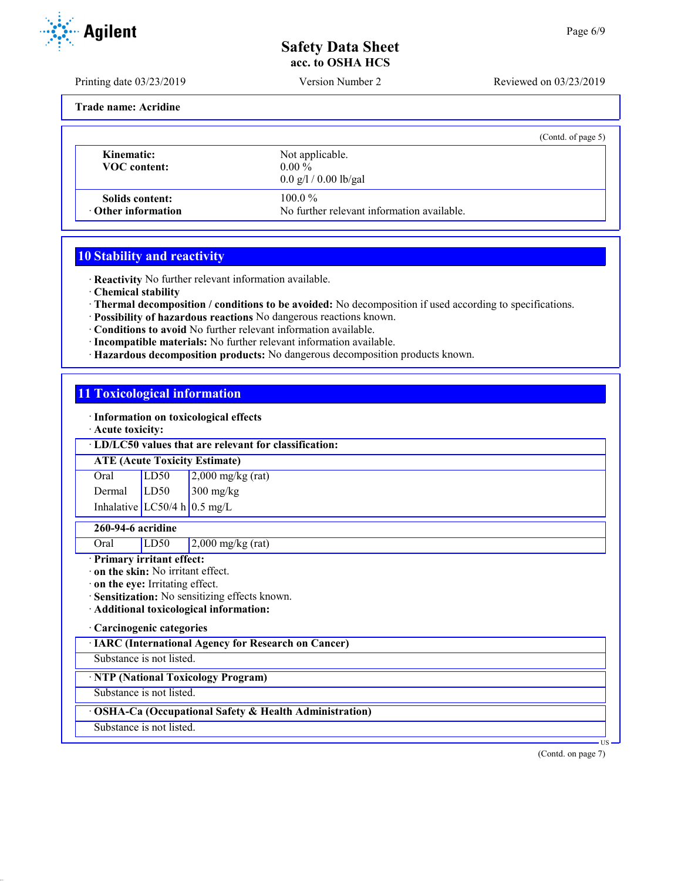Trade name: Acridine

(Contd. of page 5)

| | |
|---|---|
| **Kinematic:** | Not applicable. |
| **VOC content:** | 0.00 % |
| | 0.0 g/l / 0.00 lb/gal |
| **Solids content:** | 100.0 % |
| · **Other information** | No further relevant information available. |

## 10 Stability and reactivity

· **Reactivity** No further relevant information available.
· **Chemical stability**
· **Thermal decomposition / conditions to be avoided:** No decomposition if used according to specifications.
· **Possibility of hazardous reactions** No dangerous reactions known.
· **Conditions to avoid** No further relevant information available.
· **Incompatible materials:** No further relevant information available.
· **Hazardous decomposition products:** No dangerous decomposition products known.

## 11 Toxicological information

· **Information on toxicological effects**
· **Acute toxicity:**

· **LD/LC50 values that are relevant for classification:**

| **ATE (Acute Toxicity Estimate)** | | |
|---|---|---|
| Oral | LD50 | 2,000 mg/kg (rat) |
| Dermal | LD50 | 300 mg/kg |
| Inhalative | LC50/4 h | 0.5 mg/L |

| **260-94-6 acridine** | | |
|---|---|---|
| Oral | LD50 | 2,000 mg/kg (rat) |

· **Primary irritant effect:**
· **on the skin:** No irritant effect.
· **on the eye:** Irritating effect.
· **Sensitization:** No sensitizing effects known.
· **Additional toxicological information:**

· **Carcinogenic categories**

· **IARC (International Agency for Research on Cancer)**

Substance is not listed.

· **NTP (National Toxicology Program)**

Substance is not listed.

· **OSHA-Ca (Occupational Safety & Health Administration)**

Substance is not listed.

(Contd. on page 7)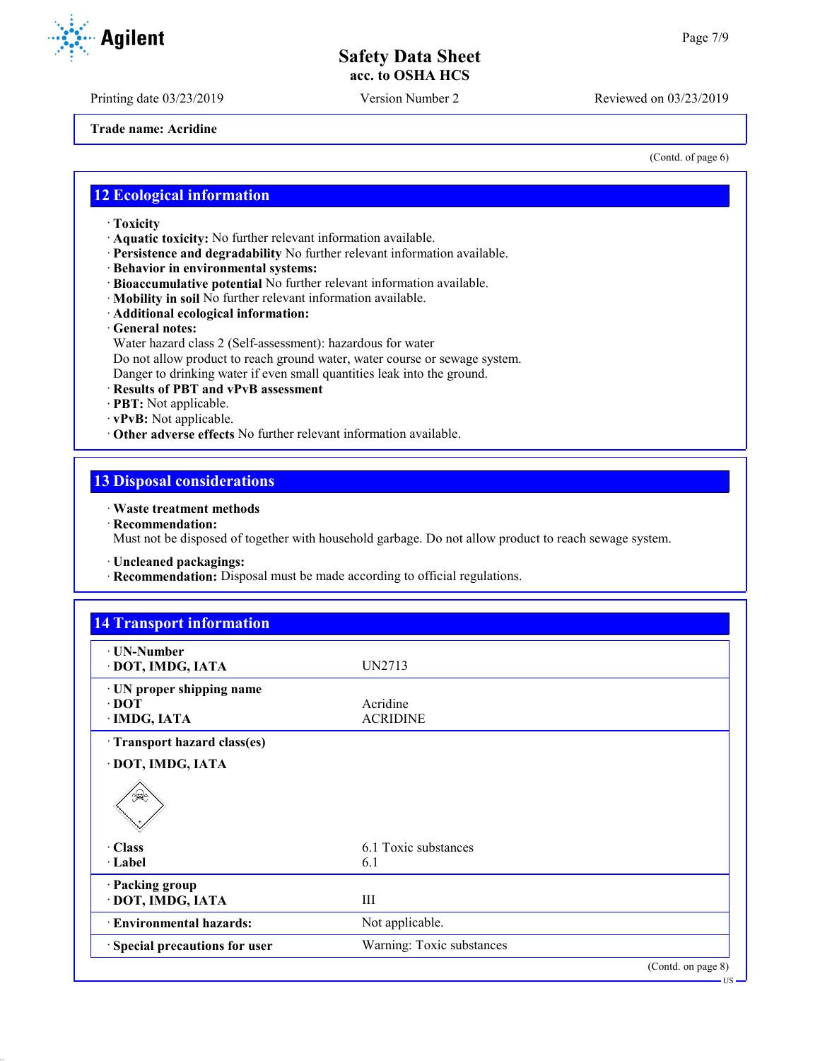Trade name: Acridine

(Contd. of page 6)

## 12 Ecological information

- **Toxicity**
- **Aquatic toxicity:** No further relevant information available.
- **Persistence and degradability** No further relevant information available.
- **Behavior in environmental systems:**
- **Bioaccumulative potential** No further relevant information available.
- **Mobility in soil** No further relevant information available.
- **Additional ecological information:**
- **General notes:**
  Water hazard class 2 (Self-assessment): hazardous for water
  Do not allow product to reach ground water, water course or sewage system.
  Danger to drinking water if even small quantities leak into the ground.
- **Results of PBT and vPvB assessment**
- **PBT:** Not applicable.
- **vPvB:** Not applicable.
- **Other adverse effects** No further relevant information available.

## 13 Disposal considerations

- **Waste treatment methods**
- **Recommendation:**
  Must not be disposed of together with household garbage. Do not allow product to reach sewage system.
- **Uncleaned packagings:**
- **Recommendation:** Disposal must be made according to official regulations.

## 14 Transport information

| | |
|---|---|
| **UN-Number** | |
| **DOT, IMDG, IATA** | UN2713 |
| **UN proper shipping name** | |
| **DOT** | Acridine |
| **IMDG, IATA** | ACRIDINE |
| **Transport hazard class(es)** | |
| **DOT, IMDG, IATA** | |
| **Class** | 6.1 Toxic substances |
| **Label** | 6.1 |
| **Packing group** | |
| **DOT, IMDG, IATA** | III |
| **Environmental hazards:** | Not applicable. |
| **Special precautions for user** | Warning: Toxic substances |

(Contd. on page 8)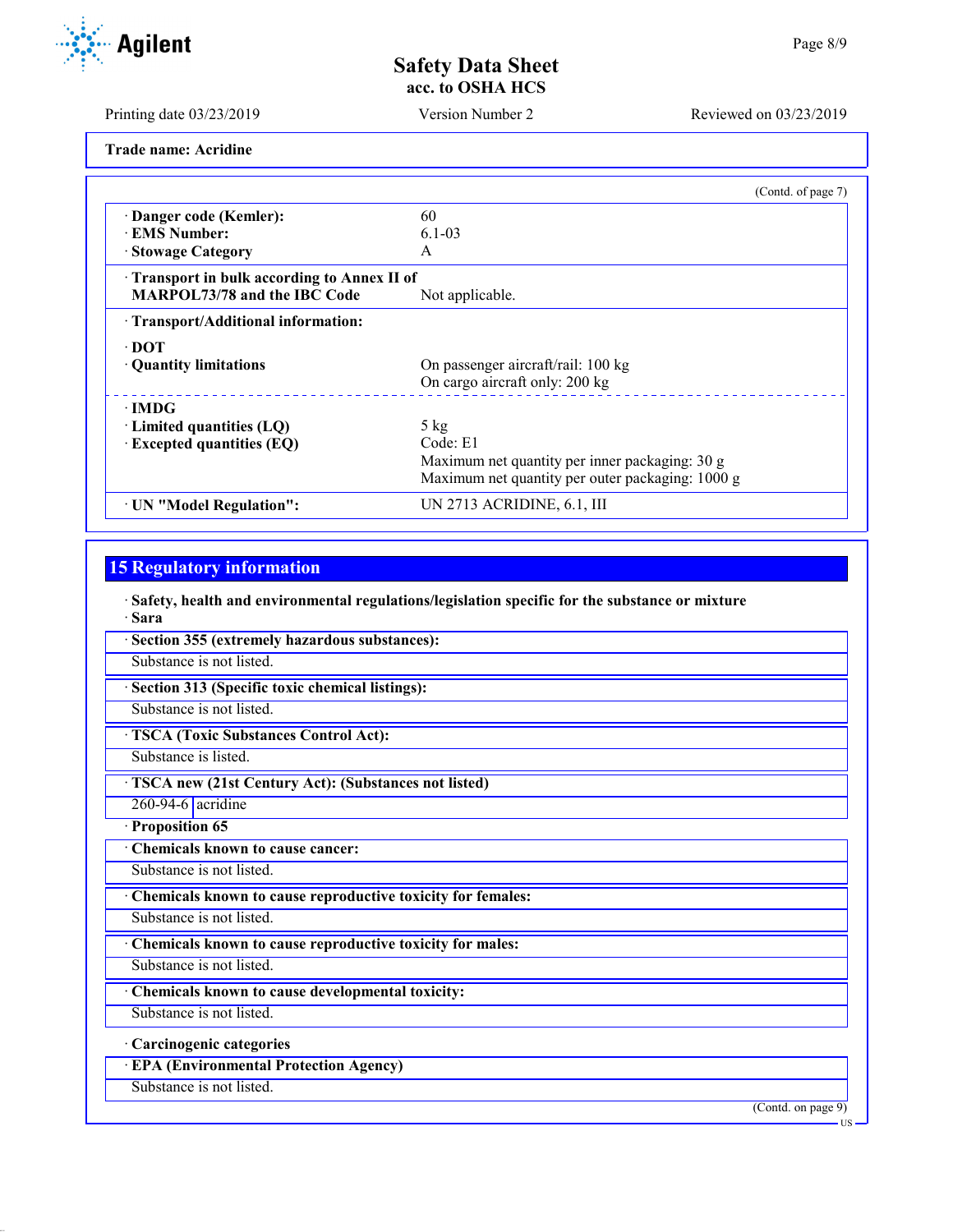Trade name: Acridine

(Contd. of page 7)

| | |
|---|---|
| · Danger code (Kemler): | 60 |
| · EMS Number: | 6.1-03 |
| · Stowage Category | A |
| · Transport in bulk according to Annex II of MARPOL73/78 and the IBC Code | Not applicable. |
| · Transport/Additional information: | |
| · DOT | |
| · Quantity limitations | On passenger aircraft/rail: 100 kg<br>On cargo aircraft only: 200 kg |
| · IMDG | |
| · Limited quantities (LQ) | 5 kg |
| · Excepted quantities (EQ) | Code: E1<br>Maximum net quantity per inner packaging: 30 g<br>Maximum net quantity per outer packaging: 1000 g |
| · UN "Model Regulation": | UN 2713 ACRIDINE, 6.1, III |

## 15 Regulatory information

· **Safety, health and environmental regulations/legislation specific for the substance or mixture**

· **Sara**

· **Section 355 (extremely hazardous substances):**

Substance is not listed.

· **Section 313 (Specific toxic chemical listings):**

Substance is not listed.

· **TSCA (Toxic Substances Control Act):**

Substance is listed.

· **TSCA new (21st Century Act): (Substances not listed)**

| | |
|---|---|
| 260-94-6 | acridine |

· **Proposition 65**

· **Chemicals known to cause cancer:**

Substance is not listed.

· **Chemicals known to cause reproductive toxicity for females:**

Substance is not listed.

· **Chemicals known to cause reproductive toxicity for males:**

Substance is not listed.

· **Chemicals known to cause developmental toxicity:**

Substance is not listed.

· **Carcinogenic categories**

· **EPA (Environmental Protection Agency)**

Substance is not listed.

(Contd. on page 9)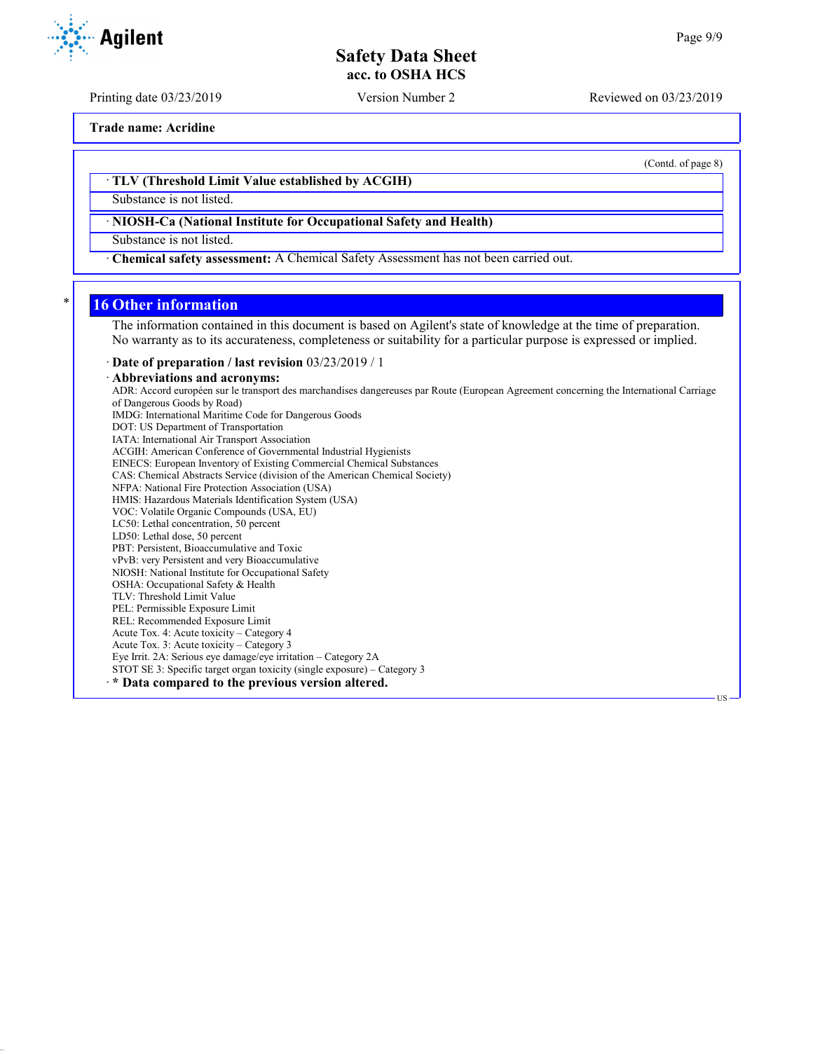**Trade name: Acridine**

(Contd. of page 8)

· **TLV (Threshold Limit Value established by ACGIH)**

Substance is not listed.

· **NIOSH-Ca (National Institute for Occupational Safety and Health)**

Substance is not listed.

· **Chemical safety assessment:** A Chemical Safety Assessment has not been carried out.

## * 16 Other information

The information contained in this document is based on Agilent's state of knowledge at the time of preparation. No warranty as to its accurateness, completeness or suitability for a particular purpose is expressed or implied.

· **Date of preparation / last revision** 03/23/2019 / 1

· **Abbreviations and acronyms:**

ADR: Accord européen sur le transport des marchandises dangereuses par Route (European Agreement concerning the International Carriage of Dangerous Goods by Road)
IMDG: International Maritime Code for Dangerous Goods
DOT: US Department of Transportation
IATA: International Air Transport Association
ACGIH: American Conference of Governmental Industrial Hygienists
EINECS: European Inventory of Existing Commercial Chemical Substances
CAS: Chemical Abstracts Service (division of the American Chemical Society)
NFPA: National Fire Protection Association (USA)
HMIS: Hazardous Materials Identification System (USA)
VOC: Volatile Organic Compounds (USA, EU)
LC50: Lethal concentration, 50 percent
LD50: Lethal dose, 50 percent
PBT: Persistent, Bioaccumulative and Toxic
vPvB: very Persistent and very Bioaccumulative
NIOSH: National Institute for Occupational Safety
OSHA: Occupational Safety & Health
TLV: Threshold Limit Value
PEL: Permissible Exposure Limit
REL: Recommended Exposure Limit
Acute Tox. 4: Acute toxicity – Category 4
Acute Tox. 3: Acute toxicity – Category 3
Eye Irrit. 2A: Serious eye damage/eye irritation – Category 2A
STOT SE 3: Specific target organ toxicity (single exposure) – Category 3

· **\* Data compared to the previous version altered.**

US